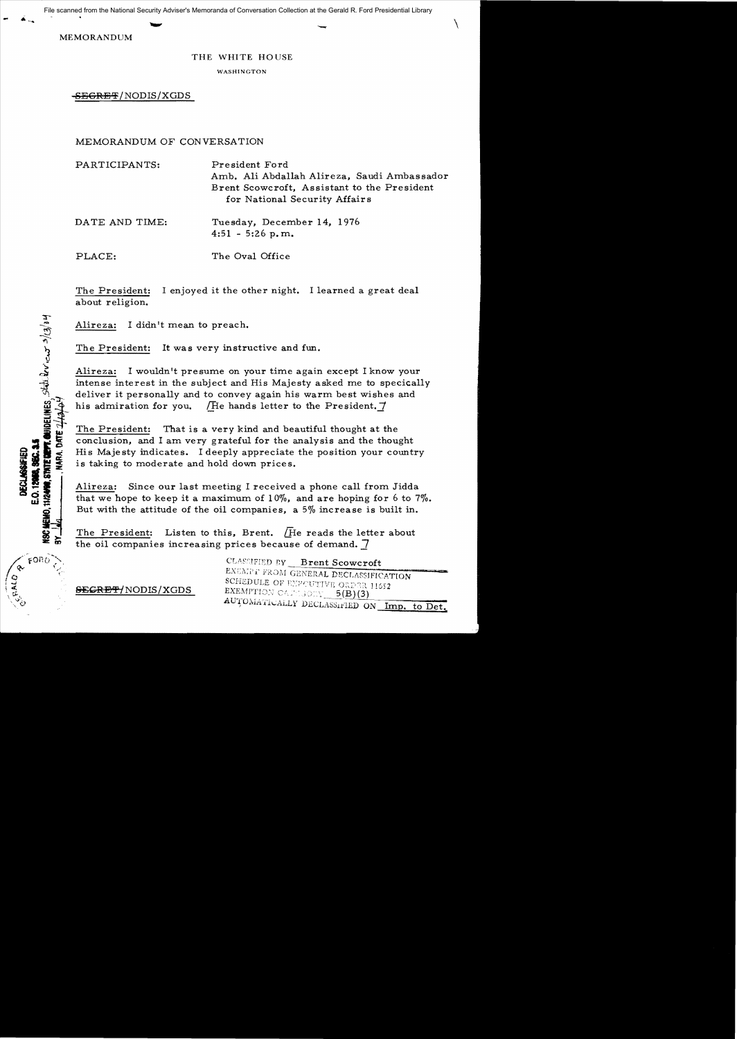MEMORANDUM

THE WHITE HOUSE

WASHINGTON

~~SECRET~~/NODIS/XGDS

MEMORANDUM OF CONVERSATION

PARTICIPANTS: President Ford
Amb. Ali Abdallah Alireza, Saudi Ambassador
Brent Scowcroft, Assistant to the President for National Security Affairs

DATE AND TIME: Tuesday, December 14, 1976
4:51 - 5:26 p.m.

PLACE: The Oval Office

The President: I enjoyed it the other night. I learned a great deal about religion.

Alireza: I didn't mean to preach.

The President: It was very instructive and fun.

Alireza: I wouldn't presume on your time again except I know your intense interest in the subject and His Majesty asked me to specically deliver it personally and to convey again his warm best wishes and his admiration for you. [He hands letter to the President.]

The President: That is a very kind and beautiful thought at the conclusion, and I am very grateful for the analysis and the thought His Majesty indicates. I deeply appreciate the position your country is taking to moderate and hold down prices.

Alireza: Since our last meeting I received a phone call from Jidda that we hope to keep it a maximum of 10%, and are hoping for 6 to 7%. But with the attitude of the oil companies, a 5% increase is built in.

The President: Listen to this, Brent. [He reads the letter about the oil companies increasing prices because of demand.]

~~SECRET~~/NODIS/XGDS

CLASSIFIED BY Brent Scowcroft
EXEMPT FROM GENERAL DECLASSIFICATION SCHEDULE OF EXECUTIVE ORDER 11652
EXEMPTION CATEGORY 5(B)(3)
AUTOMATICALLY DECLASSIFIED ON Imp. to Det.

DECLASSIFIED
E.O. 12958, SEC. 3.5
NSC MEMO, 11/24/98, STATE DEPT. GUIDELINES
BY ___ NARA, DATE ___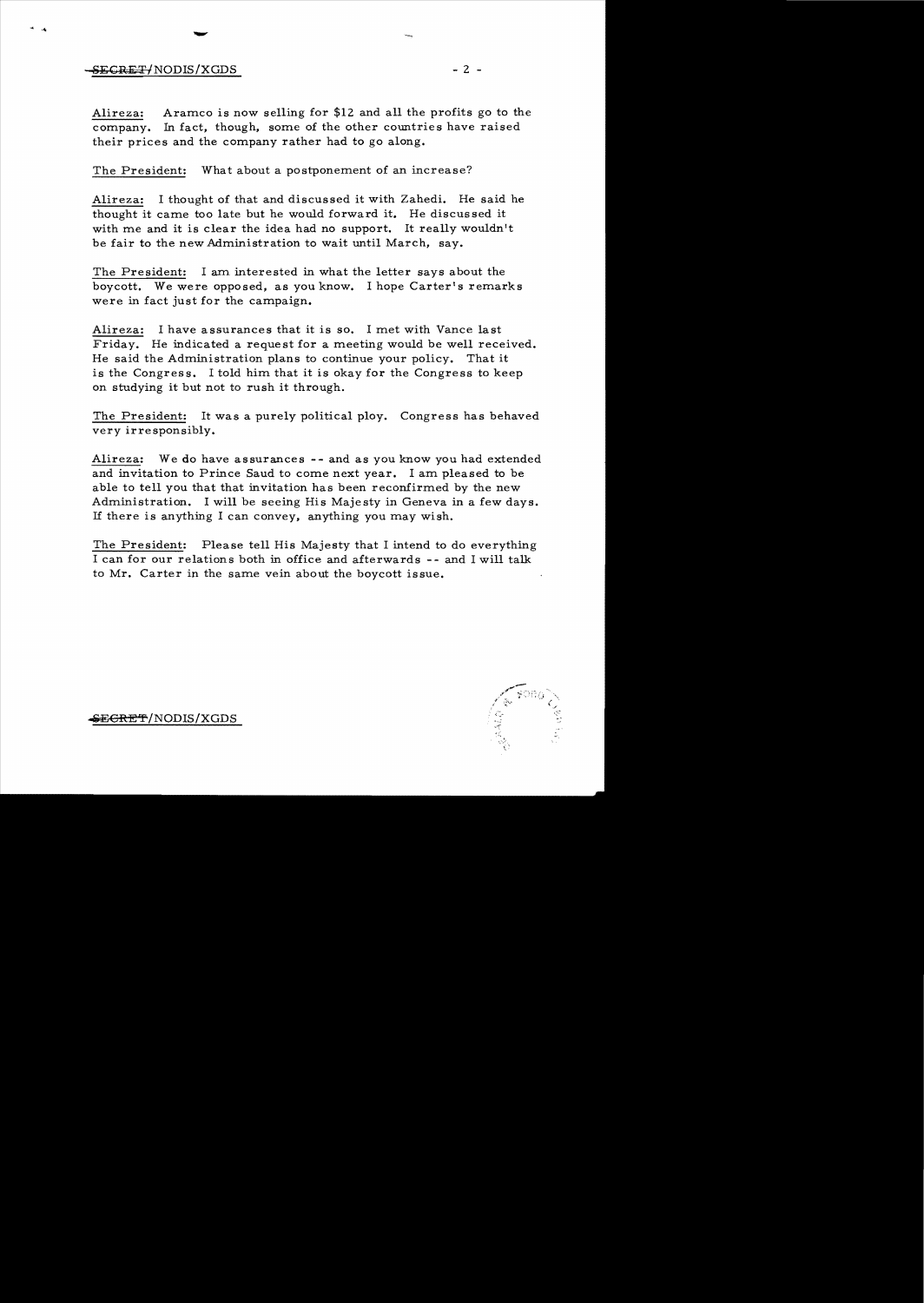Alireza: Aramco is now selling for $12 and all the profits go to the company. In fact, though, some of the other countries have raised their prices and the company rather had to go along.

The President: What about a postponement of an increase?

Alireza: I thought of that and discussed it with Zahedi. He said he thought it came too late but he would forward it. He discussed it with me and it is clear the idea had no support. It really wouldn't be fair to the new Administration to wait until March, say.

The President: I am interested in what the letter says about the boycott. We were opposed, as you know. I hope Carter's remarks were in fact just for the campaign.

Alireza: I have assurances that it is so. I met with Vance last Friday. He indicated a request for a meeting would be well received. He said the Administration plans to continue your policy. That it is the Congress. I told him that it is okay for the Congress to keep on studying it but not to rush it through.

The President: It was a purely political ploy. Congress has behaved very irresponsibly.

Alireza: We do have assurances -- and as you know you had extended and invitation to Prince Saud to come next year. I am pleased to be able to tell you that that invitation has been reconfirmed by the new Administration. I will be seeing His Majesty in Geneva in a few days. If there is anything I can convey, anything you may wish.

The President: Please tell His Majesty that I intend to do everything I can for our relations both in office and afterwards -- and I will talk to Mr. Carter in the same vein about the boycott issue.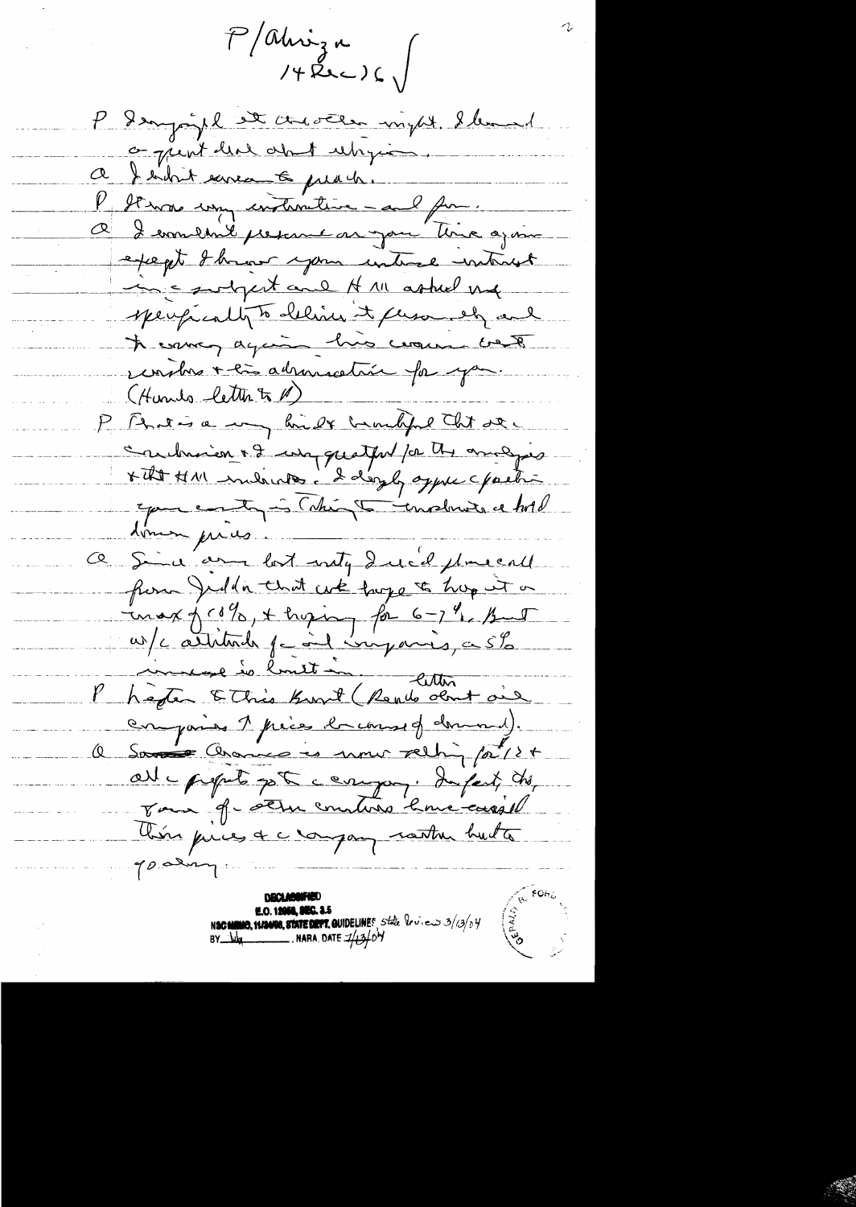P/Algeria
14 Dec 76

P I enjoyed it the other night. I learned a great deal about religion.

A I didn't come to preach.

P It was very instructive – and fun.

A I wouldn't presume on your time again except I know your interest in the subject and HM asked me specifically to deliver it personally and to convey again his warm best wishes & his admiration for you.

(Hands letter to P)

P That is a very kind & thoughtful that the conclusion & I am grateful for the analysis & that HM indicates. I deeply appreciate your country is taking to moderate & hold down prices.

A Since our last meeting I received phone call from Jidda that we hope to hold it to max of 10%, & hoping for 6-7%. But w/c attitude of oil companies, a 5% increase is limit in.

P Letter to Chris Kraft (Reads about oil companies ↑ prices because of demand).

A Saudi Aramco is now selling for 12 & all profit goes to company. In fact, the four of other countries have raised their prices & company rather had to go along.

DECLASSIFIED
E.O. 12958, SEC. 3.5
NSC MEMO, 11/24/98, STATE DEPT. GUIDELINES State Review 3/13/04
BY [initials], NARA, DATE 7/13/04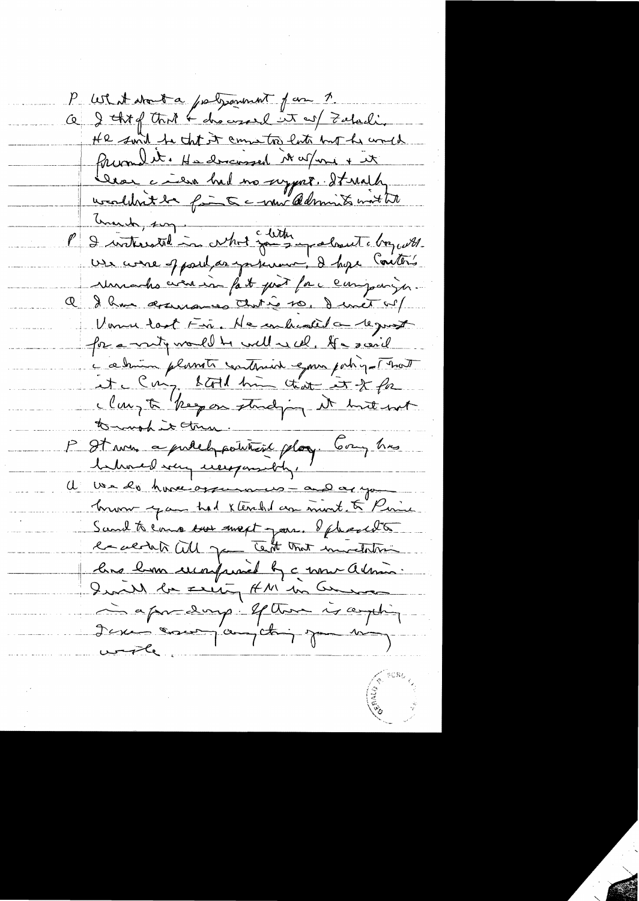P What about a postponement for a ?

Q I thought of that & discussed it w/ Zahedi. He said he thought it came too late but he would pursue it. He discussed it w/ him & it clear that had no support. It really wouldn't be fair to the Admin to make that [?] say.

P I interested in what you say about the boycott. We were opposed, as you know. I hope Carter's remarks were in fact just for the campaign.

Q I have assurances that is so. I met w/ Vance last Fri. He indicated a request for a unity would be well received. He said the administration plans to continue your policy. That [?] the Cong. I told him that it [?] for the Cong to keep on studying it but not to work it then.

P It was a purely political ploy. Cong has behaved very irresponsibly.

Q We do have assurances — and as you know you had extended an invite to Prince Saud to come over next year. I [?] be delighted if you tell that that invitation has been reconfirmed by the new Admin. I will be seeing HM in Geneva in a few days. If there is anything I can convey, anything you may write.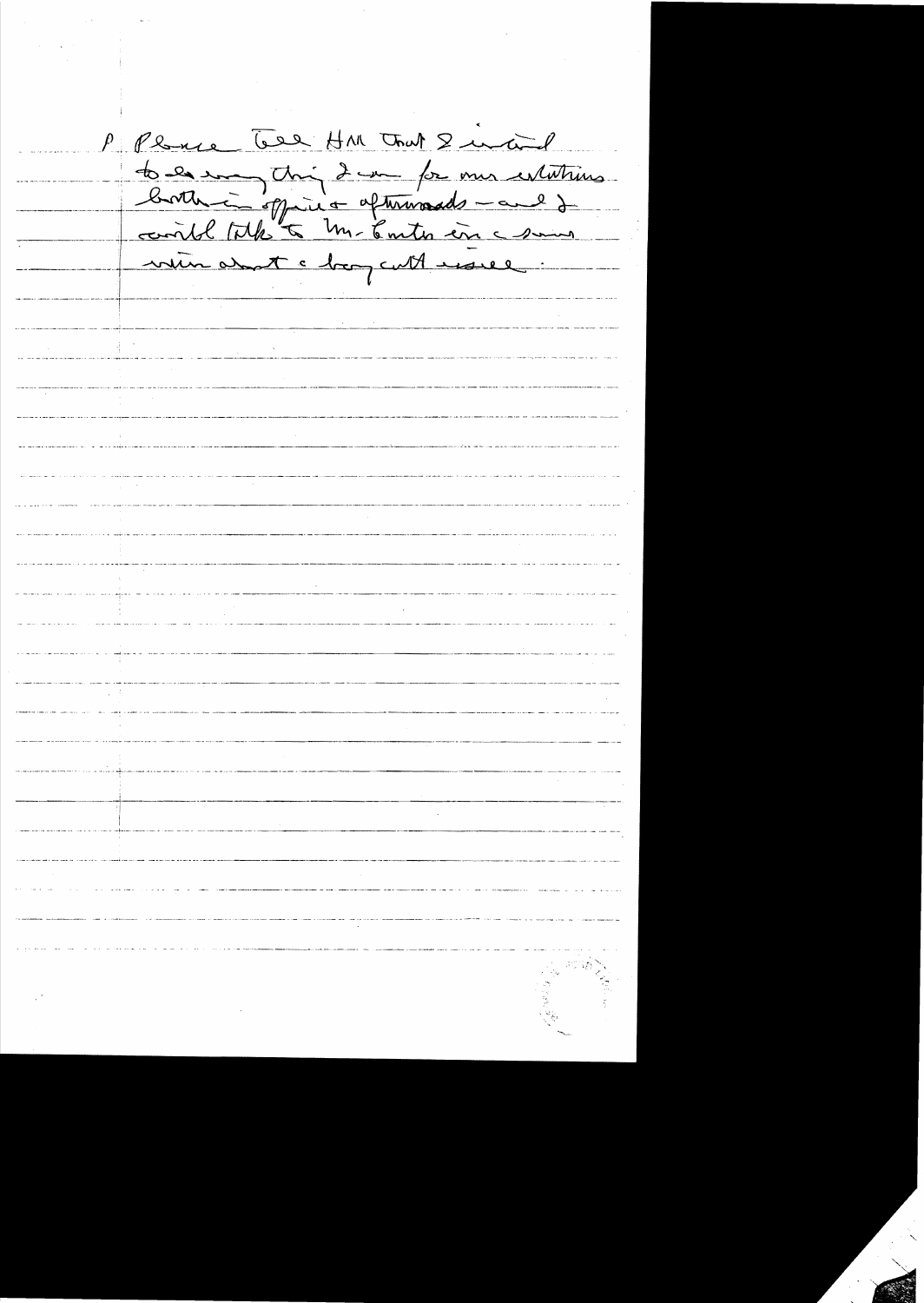P Please tell HAK that I intend to do everything I can for our relations both in office & afterwards – and I would talk to Mr. Carter in a sense when about a boycott issue.